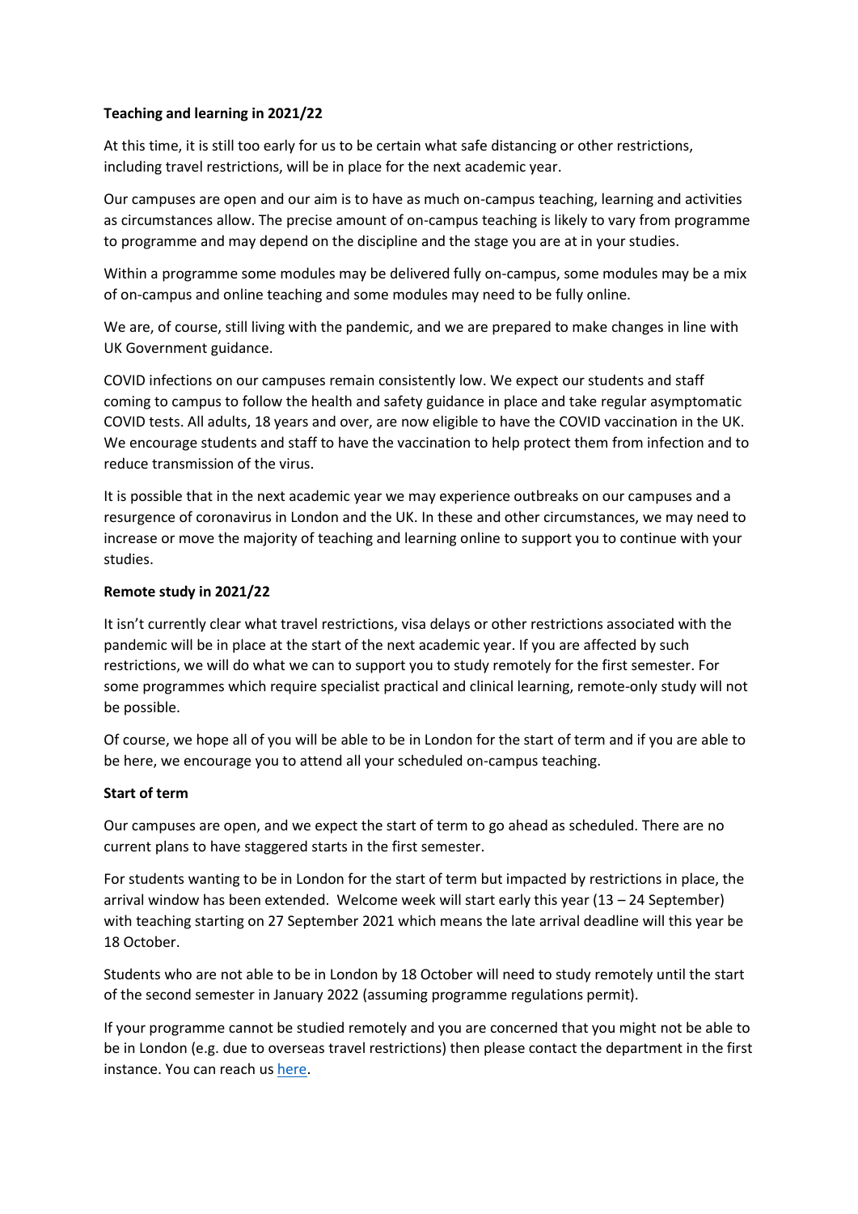**Teaching and learning in 2021/22**

At this time, it is still too early for us to be certain what safe distancing or other restrictions, including travel restrictions, will be in place for the next academic year.

Our campuses are open and our aim is to have as much on-campus teaching, learning and activities as circumstances allow. The precise amount of on-campus teaching is likely to vary from programme to programme and may depend on the discipline and the stage you are at in your studies.

Within a programme some modules may be delivered fully on-campus, some modules may be a mix of on-campus and online teaching and some modules may need to be fully online.

We are, of course, still living with the pandemic, and we are prepared to make changes in line with UK Government guidance.

COVID infections on our campuses remain consistently low. We expect our students and staff coming to campus to follow the health and safety guidance in place and take regular asymptomatic COVID tests. All adults, 18 years and over, are now eligible to have the COVID vaccination in the UK. We encourage students and staff to have the vaccination to help protect them from infection and to reduce transmission of the virus.

It is possible that in the next academic year we may experience outbreaks on our campuses and a resurgence of coronavirus in London and the UK. In these and other circumstances, we may need to increase or move the majority of teaching and learning online to support you to continue with your studies.

**Remote study in 2021/22**

It isn't currently clear what travel restrictions, visa delays or other restrictions associated with the pandemic will be in place at the start of the next academic year. If you are affected by such restrictions, we will do what we can to support you to study remotely for the first semester. For some programmes which require specialist practical and clinical learning, remote-only study will not be possible.

Of course, we hope all of you will be able to be in London for the start of term and if you are able to be here, we encourage you to attend all your scheduled on-campus teaching.

**Start of term**

Our campuses are open, and we expect the start of term to go ahead as scheduled. There are no current plans to have staggered starts in the first semester.

For students wanting to be in London for the start of term but impacted by restrictions in place, the arrival window has been extended. Welcome week will start early this year (13 – 24 September) with teaching starting on 27 September 2021 which means the late arrival deadline will this year be 18 October.

Students who are not able to be in London by 18 October will need to study remotely until the start of the second semester in January 2022 (assuming programme regulations permit).

If your programme cannot be studied remotely and you are concerned that you might not be able to be in London (e.g. due to overseas travel restrictions) then please contact the department in the first instance. You can reach us here.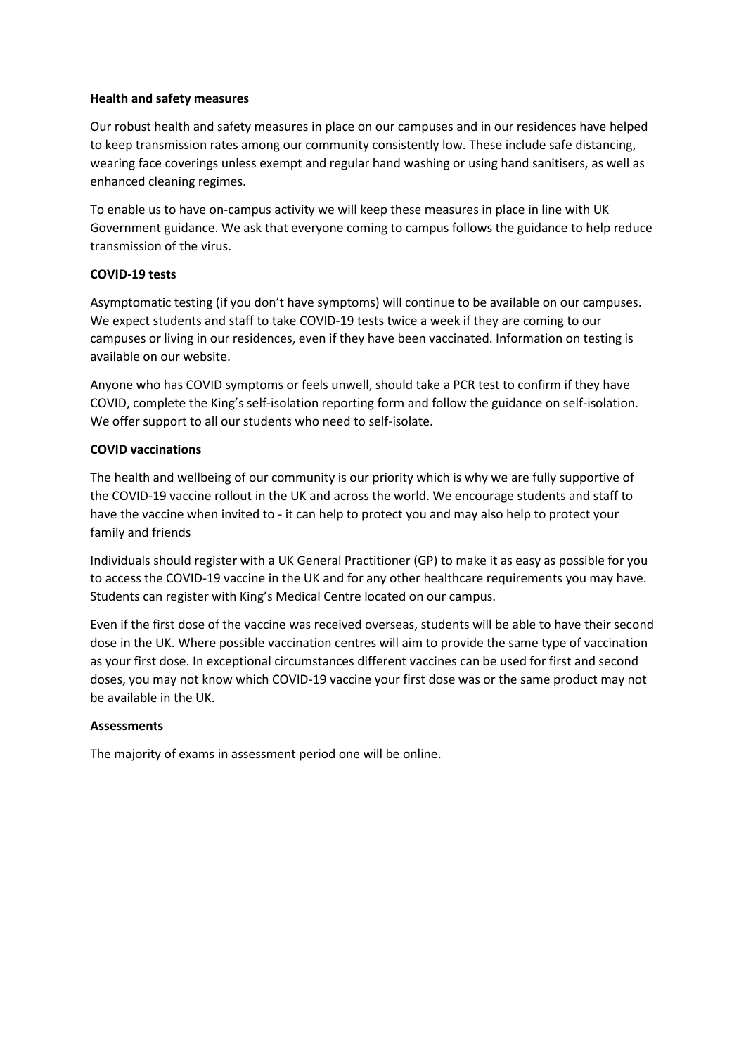**Health and safety measures**

Our robust health and safety measures in place on our campuses and in our residences have helped to keep transmission rates among our community consistently low. These include safe distancing, wearing face coverings unless exempt and regular hand washing or using hand sanitisers, as well as enhanced cleaning regimes.

To enable us to have on-campus activity we will keep these measures in place in line with UK Government guidance. We ask that everyone coming to campus follows the guidance to help reduce transmission of the virus.

**COVID-19 tests**

Asymptomatic testing (if you don't have symptoms) will continue to be available on our campuses. We expect students and staff to take COVID-19 tests twice a week if they are coming to our campuses or living in our residences, even if they have been vaccinated. Information on testing is available on our website.

Anyone who has COVID symptoms or feels unwell, should take a PCR test to confirm if they have COVID, complete the King's self-isolation reporting form and follow the guidance on self-isolation. We offer support to all our students who need to self-isolate.

**COVID vaccinations**

The health and wellbeing of our community is our priority which is why we are fully supportive of the COVID-19 vaccine rollout in the UK and across the world. We encourage students and staff to have the vaccine when invited to - it can help to protect you and may also help to protect your family and friends

Individuals should register with a UK General Practitioner (GP) to make it as easy as possible for you to access the COVID-19 vaccine in the UK and for any other healthcare requirements you may have. Students can register with King's Medical Centre located on our campus.

Even if the first dose of the vaccine was received overseas, students will be able to have their second dose in the UK. Where possible vaccination centres will aim to provide the same type of vaccination as your first dose. In exceptional circumstances different vaccines can be used for first and second doses, you may not know which COVID-19 vaccine your first dose was or the same product may not be available in the UK.

**Assessments**

The majority of exams in assessment period one will be online.